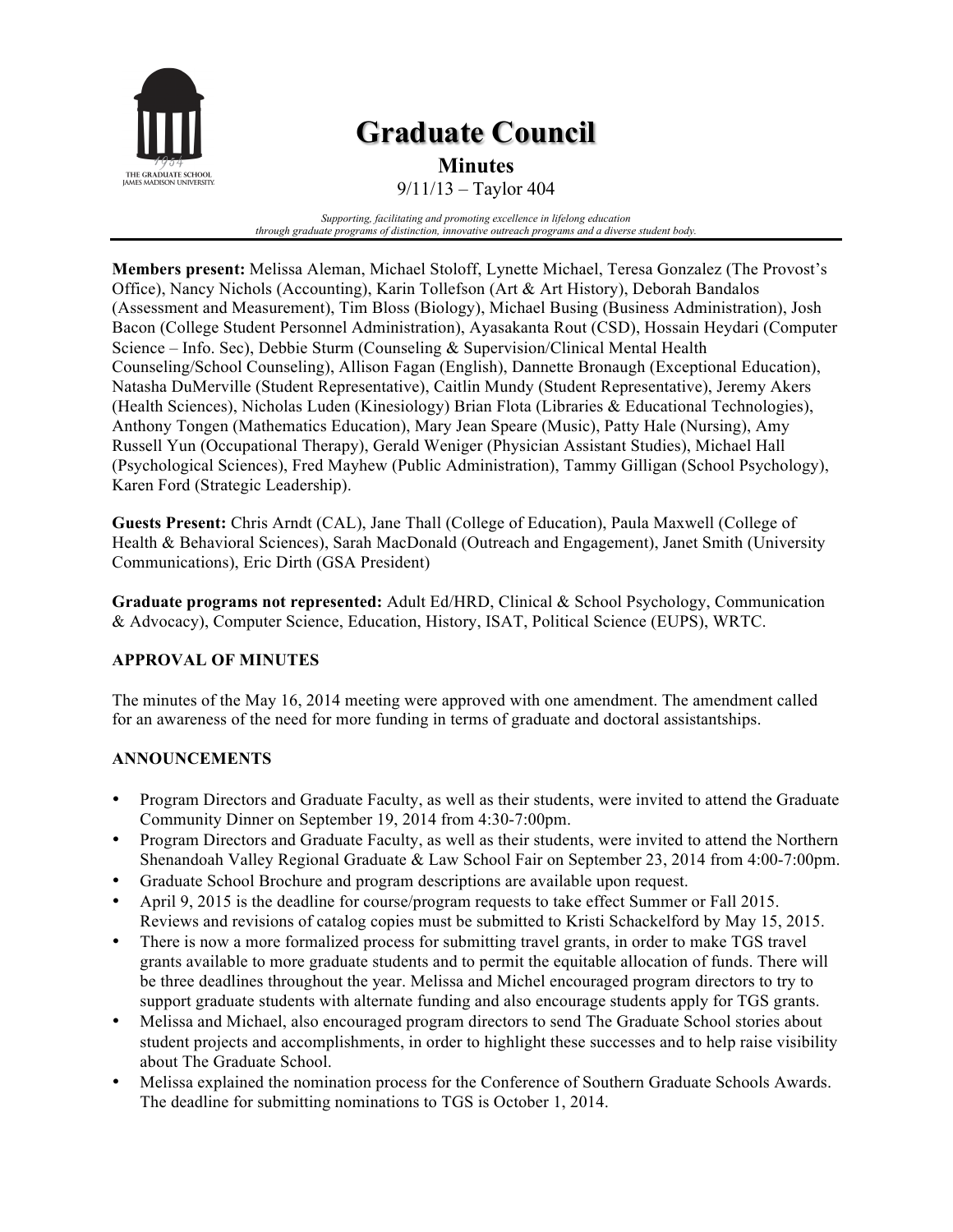# Graduate Council

## Minutes

9/11/13 – Taylor 404

*Supporting, facilitating and promoting excellence in lifelong education through graduate programs of distinction, innovative outreach programs and a diverse student body.*

**Members present:** Melissa Aleman, Michael Stoloff, Lynette Michael, Teresa Gonzalez (The Provost's Office), Nancy Nichols (Accounting), Karin Tollefson (Art & Art History), Deborah Bandalos (Assessment and Measurement), Tim Bloss (Biology), Michael Busing (Business Administration), Josh Bacon (College Student Personnel Administration), Ayasakanta Rout (CSD), Hossain Heydari (Computer Science – Info. Sec), Debbie Sturm (Counseling & Supervision/Clinical Mental Health Counseling/School Counseling), Allison Fagan (English), Dannette Bronaugh (Exceptional Education), Natasha DuMerville (Student Representative), Caitlin Mundy (Student Representative), Jeremy Akers (Health Sciences), Nicholas Luden (Kinesiology) Brian Flota (Libraries & Educational Technologies), Anthony Tongen (Mathematics Education), Mary Jean Speare (Music), Patty Hale (Nursing), Amy Russell Yun (Occupational Therapy), Gerald Weniger (Physician Assistant Studies), Michael Hall (Psychological Sciences), Fred Mayhew (Public Administration), Tammy Gilligan (School Psychology), Karen Ford (Strategic Leadership).

**Guests Present:** Chris Arndt (CAL), Jane Thall (College of Education), Paula Maxwell (College of Health & Behavioral Sciences), Sarah MacDonald (Outreach and Engagement), Janet Smith (University Communications), Eric Dirth (GSA President)

**Graduate programs not represented:** Adult Ed/HRD, Clinical & School Psychology, Communication & Advocacy), Computer Science, Education, History, ISAT, Political Science (EUPS), WRTC.

**APPROVAL OF MINUTES**

The minutes of the May 16, 2014 meeting were approved with one amendment. The amendment called for an awareness of the need for more funding in terms of graduate and doctoral assistantships.

**ANNOUNCEMENTS**

- Program Directors and Graduate Faculty, as well as their students, were invited to attend the Graduate Community Dinner on September 19, 2014 from 4:30-7:00pm.
- Program Directors and Graduate Faculty, as well as their students, were invited to attend the Northern Shenandoah Valley Regional Graduate & Law School Fair on September 23, 2014 from 4:00-7:00pm.
- Graduate School Brochure and program descriptions are available upon request.
- April 9, 2015 is the deadline for course/program requests to take effect Summer or Fall 2015. Reviews and revisions of catalog copies must be submitted to Kristi Schackelford by May 15, 2015.
- There is now a more formalized process for submitting travel grants, in order to make TGS travel grants available to more graduate students and to permit the equitable allocation of funds. There will be three deadlines throughout the year. Melissa and Michel encouraged program directors to try to support graduate students with alternate funding and also encourage students apply for TGS grants.
- Melissa and Michael, also encouraged program directors to send The Graduate School stories about student projects and accomplishments, in order to highlight these successes and to help raise visibility about The Graduate School.
- Melissa explained the nomination process for the Conference of Southern Graduate Schools Awards. The deadline for submitting nominations to TGS is October 1, 2014.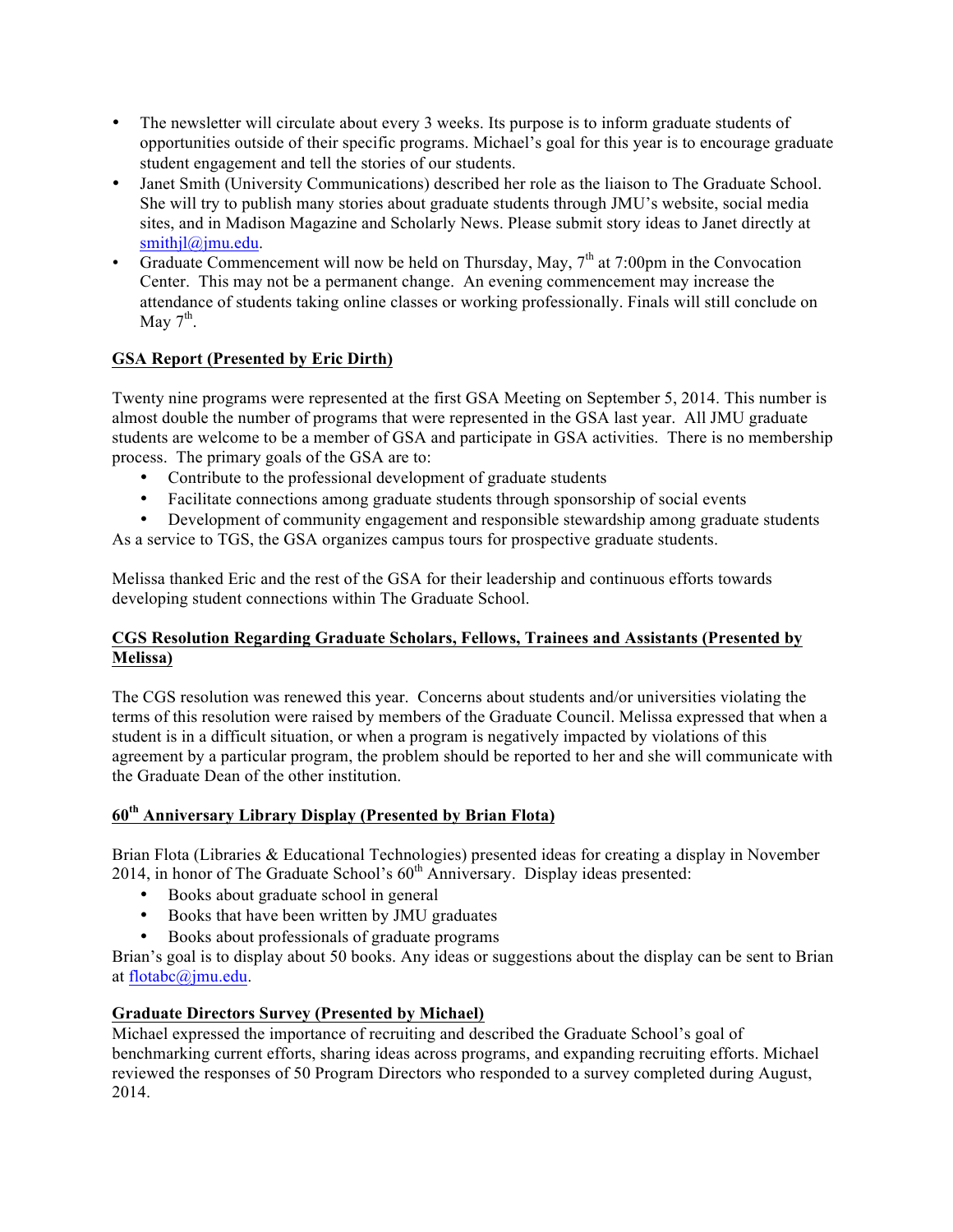- The newsletter will circulate about every 3 weeks. Its purpose is to inform graduate students of opportunities outside of their specific programs. Michael's goal for this year is to encourage graduate student engagement and tell the stories of our students.
- Janet Smith (University Communications) described her role as the liaison to The Graduate School. She will try to publish many stories about graduate students through JMU's website, social media sites, and in Madison Magazine and Scholarly News. Please submit story ideas to Janet directly at smithjl@jmu.edu.
- Graduate Commencement will now be held on Thursday, May, 7th at 7:00pm in the Convocation Center. This may not be a permanent change. An evening commencement may increase the attendance of students taking online classes or working professionally. Finals will still conclude on May 7th.

**GSA Report (Presented by Eric Dirth)**

Twenty nine programs were represented at the first GSA Meeting on September 5, 2014. This number is almost double the number of programs that were represented in the GSA last year. All JMU graduate students are welcome to be a member of GSA and participate in GSA activities. There is no membership process. The primary goals of the GSA are to:

- Contribute to the professional development of graduate students
- Facilitate connections among graduate students through sponsorship of social events
- Development of community engagement and responsible stewardship among graduate students

As a service to TGS, the GSA organizes campus tours for prospective graduate students.

Melissa thanked Eric and the rest of the GSA for their leadership and continuous efforts towards developing student connections within The Graduate School.

**CGS Resolution Regarding Graduate Scholars, Fellows, Trainees and Assistants (Presented by Melissa)**

The CGS resolution was renewed this year. Concerns about students and/or universities violating the terms of this resolution were raised by members of the Graduate Council. Melissa expressed that when a student is in a difficult situation, or when a program is negatively impacted by violations of this agreement by a particular program, the problem should be reported to her and she will communicate with the Graduate Dean of the other institution.

**60th Anniversary Library Display (Presented by Brian Flota)**

Brian Flota (Libraries & Educational Technologies) presented ideas for creating a display in November 2014, in honor of The Graduate School's 60th Anniversary. Display ideas presented:

- Books about graduate school in general
- Books that have been written by JMU graduates
- Books about professionals of graduate programs

Brian's goal is to display about 50 books. Any ideas or suggestions about the display can be sent to Brian at flotabc@jmu.edu.

**Graduate Directors Survey (Presented by Michael)**

Michael expressed the importance of recruiting and described the Graduate School's goal of benchmarking current efforts, sharing ideas across programs, and expanding recruiting efforts. Michael reviewed the responses of 50 Program Directors who responded to a survey completed during August, 2014.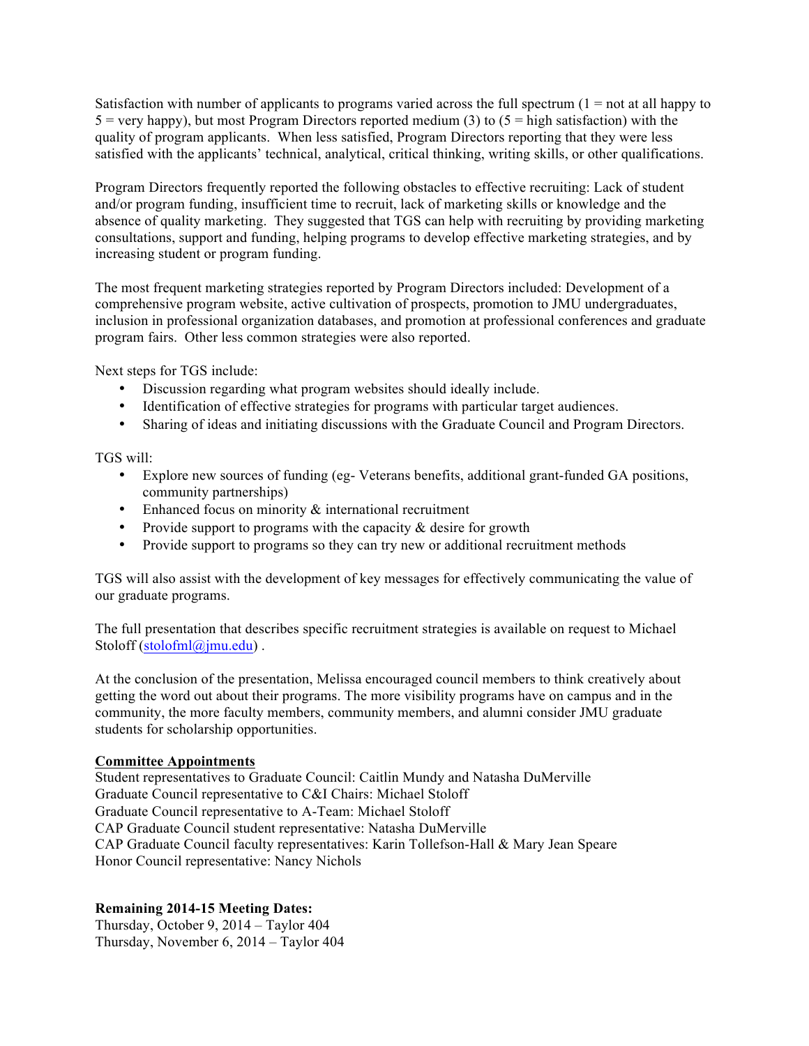Satisfaction with number of applicants to programs varied across the full spectrum (1 = not at all happy to 5 = very happy), but most Program Directors reported medium (3) to (5 = high satisfaction) with the quality of program applicants. When less satisfied, Program Directors reporting that they were less satisfied with the applicants' technical, analytical, critical thinking, writing skills, or other qualifications.

Program Directors frequently reported the following obstacles to effective recruiting: Lack of student and/or program funding, insufficient time to recruit, lack of marketing skills or knowledge and the absence of quality marketing. They suggested that TGS can help with recruiting by providing marketing consultations, support and funding, helping programs to develop effective marketing strategies, and by increasing student or program funding.

The most frequent marketing strategies reported by Program Directors included: Development of a comprehensive program website, active cultivation of prospects, promotion to JMU undergraduates, inclusion in professional organization databases, and promotion at professional conferences and graduate program fairs. Other less common strategies were also reported.

Next steps for TGS include:

- Discussion regarding what program websites should ideally include.
- Identification of effective strategies for programs with particular target audiences.
- Sharing of ideas and initiating discussions with the Graduate Council and Program Directors.

TGS will:

- Explore new sources of funding (eg- Veterans benefits, additional grant-funded GA positions, community partnerships)
- Enhanced focus on minority & international recruitment
- Provide support to programs with the capacity & desire for growth
- Provide support to programs so they can try new or additional recruitment methods

TGS will also assist with the development of key messages for effectively communicating the value of our graduate programs.

The full presentation that describes specific recruitment strategies is available on request to Michael Stoloff (stolofml@jmu.edu) .

At the conclusion of the presentation, Melissa encouraged council members to think creatively about getting the word out about their programs. The more visibility programs have on campus and in the community, the more faculty members, community members, and alumni consider JMU graduate students for scholarship opportunities.

**Committee Appointments**

Student representatives to Graduate Council: Caitlin Mundy and Natasha DuMerville
Graduate Council representative to C&I Chairs: Michael Stoloff
Graduate Council representative to A-Team: Michael Stoloff
CAP Graduate Council student representative: Natasha DuMerville
CAP Graduate Council faculty representatives: Karin Tollefson-Hall & Mary Jean Speare
Honor Council representative: Nancy Nichols

**Remaining 2014-15 Meeting Dates:**

Thursday, October 9, 2014 – Taylor 404
Thursday, November 6, 2014 – Taylor 404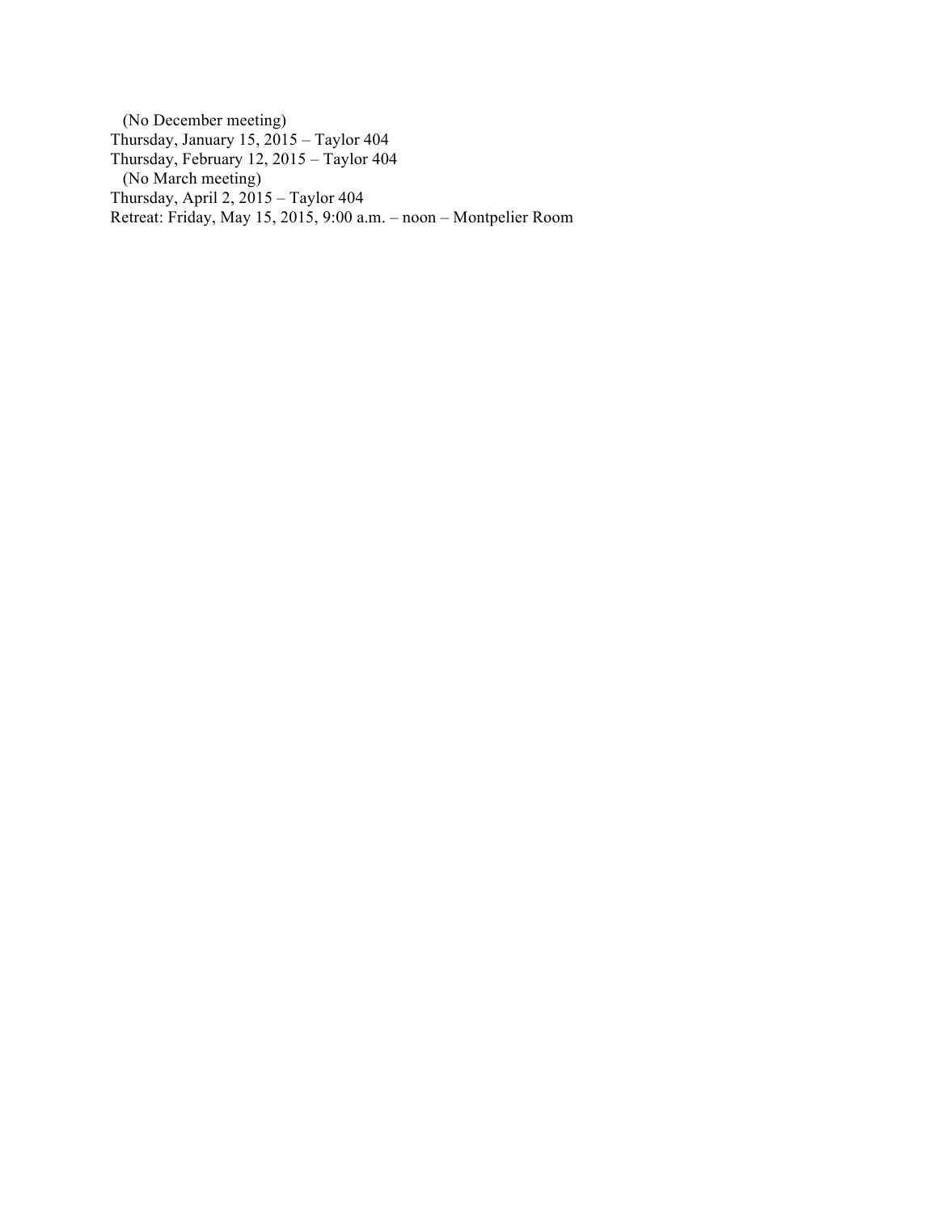(No December meeting)
Thursday, January 15, 2015 – Taylor 404
Thursday, February 12, 2015 – Taylor 404
(No March meeting)
Thursday, April 2, 2015 – Taylor 404
Retreat: Friday, May 15, 2015, 9:00 a.m. – noon – Montpelier Room